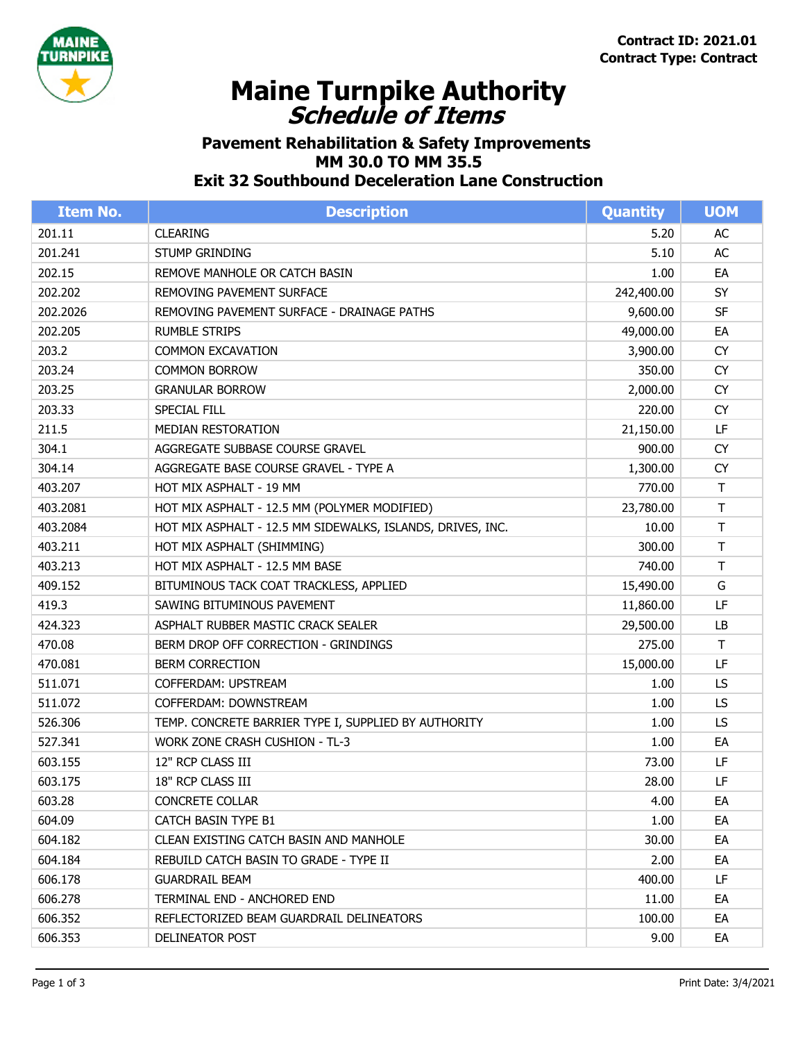**Contract ID: 2021.01**
**Contract Type: Contract**

# Maine Turnpike Authority
## *Schedule of Items*

### Pavement Rehabilitation & Safety Improvements
### MM 30.0 TO MM 35.5
### Exit 32 Southbound Deceleration Lane Construction

| Item No. | Description | Quantity | UOM |
|---|---|---|---|
| 201.11 | CLEARING | 5.20 | AC |
| 201.241 | STUMP GRINDING | 5.10 | AC |
| 202.15 | REMOVE MANHOLE OR CATCH BASIN | 1.00 | EA |
| 202.202 | REMOVING PAVEMENT SURFACE | 242,400.00 | SY |
| 202.2026 | REMOVING PAVEMENT SURFACE - DRAINAGE PATHS | 9,600.00 | SF |
| 202.205 | RUMBLE STRIPS | 49,000.00 | EA |
| 203.2 | COMMON EXCAVATION | 3,900.00 | CY |
| 203.24 | COMMON BORROW | 350.00 | CY |
| 203.25 | GRANULAR BORROW | 2,000.00 | CY |
| 203.33 | SPECIAL FILL | 220.00 | CY |
| 211.5 | MEDIAN RESTORATION | 21,150.00 | LF |
| 304.1 | AGGREGATE SUBBASE COURSE GRAVEL | 900.00 | CY |
| 304.14 | AGGREGATE BASE COURSE GRAVEL - TYPE A | 1,300.00 | CY |
| 403.207 | HOT MIX ASPHALT - 19 MM | 770.00 | T |
| 403.2081 | HOT MIX ASPHALT - 12.5 MM (POLYMER MODIFIED) | 23,780.00 | T |
| 403.2084 | HOT MIX ASPHALT - 12.5 MM SIDEWALKS, ISLANDS, DRIVES, INC. | 10.00 | T |
| 403.211 | HOT MIX ASPHALT (SHIMMING) | 300.00 | T |
| 403.213 | HOT MIX ASPHALT - 12.5 MM BASE | 740.00 | T |
| 409.152 | BITUMINOUS TACK COAT TRACKLESS, APPLIED | 15,490.00 | G |
| 419.3 | SAWING BITUMINOUS PAVEMENT | 11,860.00 | LF |
| 424.323 | ASPHALT RUBBER MASTIC CRACK SEALER | 29,500.00 | LB |
| 470.08 | BERM DROP OFF CORRECTION - GRINDINGS | 275.00 | T |
| 470.081 | BERM CORRECTION | 15,000.00 | LF |
| 511.071 | COFFERDAM: UPSTREAM | 1.00 | LS |
| 511.072 | COFFERDAM: DOWNSTREAM | 1.00 | LS |
| 526.306 | TEMP. CONCRETE BARRIER TYPE I, SUPPLIED BY AUTHORITY | 1.00 | LS |
| 527.341 | WORK ZONE CRASH CUSHION - TL-3 | 1.00 | EA |
| 603.155 | 12" RCP CLASS III | 73.00 | LF |
| 603.175 | 18" RCP CLASS III | 28.00 | LF |
| 603.28 | CONCRETE COLLAR | 4.00 | EA |
| 604.09 | CATCH BASIN TYPE B1 | 1.00 | EA |
| 604.182 | CLEAN EXISTING CATCH BASIN AND MANHOLE | 30.00 | EA |
| 604.184 | REBUILD CATCH BASIN TO GRADE - TYPE II | 2.00 | EA |
| 606.178 | GUARDRAIL BEAM | 400.00 | LF |
| 606.278 | TERMINAL END - ANCHORED END | 11.00 | EA |
| 606.352 | REFLECTORIZED BEAM GUARDRAIL DELINEATORS | 100.00 | EA |
| 606.353 | DELINEATOR POST | 9.00 | EA |

Print Date: 3/4/2021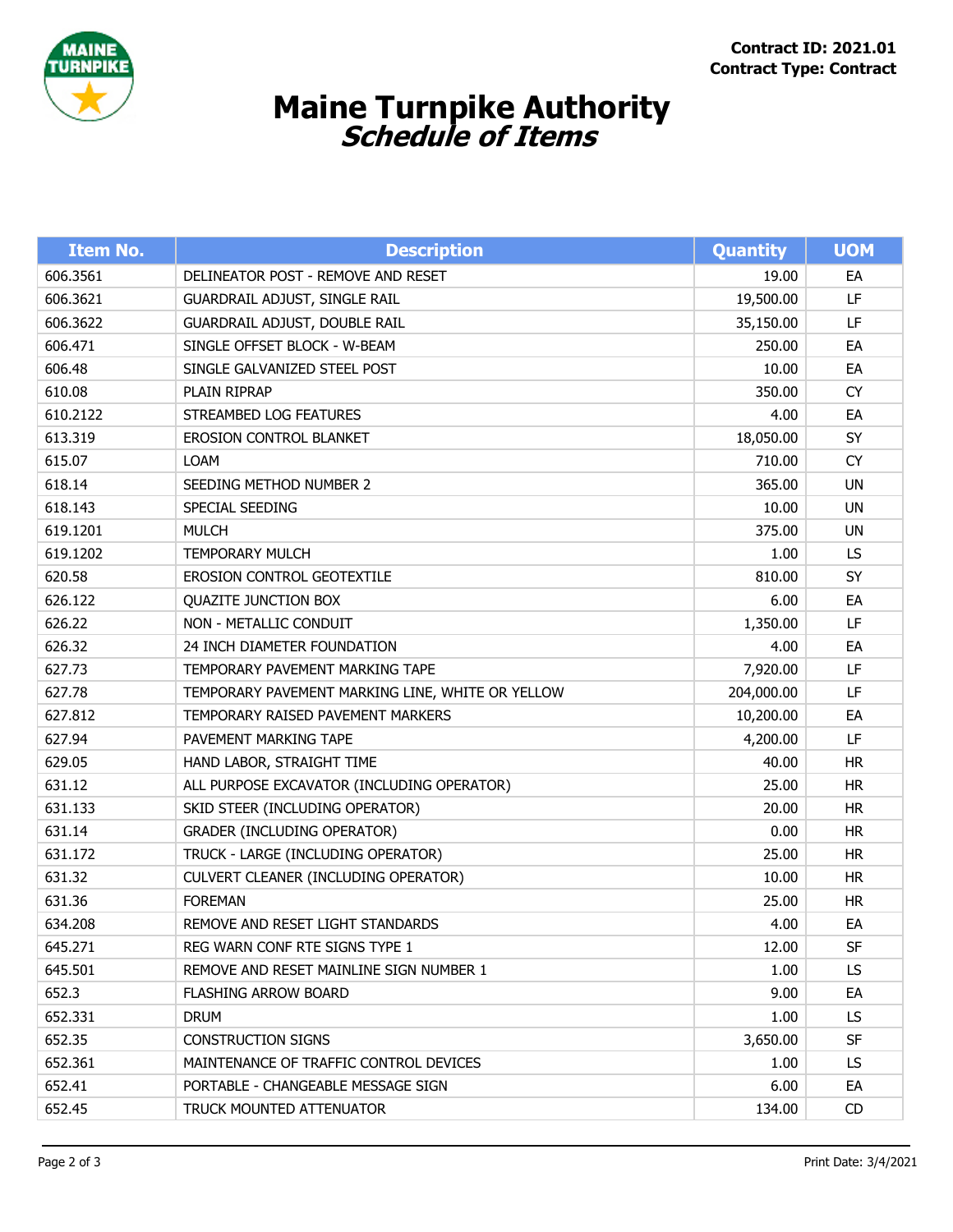**Contract ID: 2021.01**
**Contract Type: Contract**

# Maine Turnpike Authority
## *Schedule of Items*

| Item No. | Description | Quantity | UOM |
|---|---|---|---|
| 606.3561 | DELINEATOR POST - REMOVE AND RESET | 19.00 | EA |
| 606.3621 | GUARDRAIL ADJUST, SINGLE RAIL | 19,500.00 | LF |
| 606.3622 | GUARDRAIL ADJUST, DOUBLE RAIL | 35,150.00 | LF |
| 606.471 | SINGLE OFFSET BLOCK - W-BEAM | 250.00 | EA |
| 606.48 | SINGLE GALVANIZED STEEL POST | 10.00 | EA |
| 610.08 | PLAIN RIPRAP | 350.00 | CY |
| 610.2122 | STREAMBED LOG FEATURES | 4.00 | EA |
| 613.319 | EROSION CONTROL BLANKET | 18,050.00 | SY |
| 615.07 | LOAM | 710.00 | CY |
| 618.14 | SEEDING METHOD NUMBER 2 | 365.00 | UN |
| 618.143 | SPECIAL SEEDING | 10.00 | UN |
| 619.1201 | MULCH | 375.00 | UN |
| 619.1202 | TEMPORARY MULCH | 1.00 | LS |
| 620.58 | EROSION CONTROL GEOTEXTILE | 810.00 | SY |
| 626.122 | QUAZITE JUNCTION BOX | 6.00 | EA |
| 626.22 | NON - METALLIC CONDUIT | 1,350.00 | LF |
| 626.32 | 24 INCH DIAMETER FOUNDATION | 4.00 | EA |
| 627.73 | TEMPORARY PAVEMENT MARKING TAPE | 7,920.00 | LF |
| 627.78 | TEMPORARY PAVEMENT MARKING LINE, WHITE OR YELLOW | 204,000.00 | LF |
| 627.812 | TEMPORARY RAISED PAVEMENT MARKERS | 10,200.00 | EA |
| 627.94 | PAVEMENT MARKING TAPE | 4,200.00 | LF |
| 629.05 | HAND LABOR, STRAIGHT TIME | 40.00 | HR |
| 631.12 | ALL PURPOSE EXCAVATOR (INCLUDING OPERATOR) | 25.00 | HR |
| 631.133 | SKID STEER (INCLUDING OPERATOR) | 20.00 | HR |
| 631.14 | GRADER (INCLUDING OPERATOR) | 0.00 | HR |
| 631.172 | TRUCK - LARGE (INCLUDING OPERATOR) | 25.00 | HR |
| 631.32 | CULVERT CLEANER (INCLUDING OPERATOR) | 10.00 | HR |
| 631.36 | FOREMAN | 25.00 | HR |
| 634.208 | REMOVE AND RESET LIGHT STANDARDS | 4.00 | EA |
| 645.271 | REG WARN CONF RTE SIGNS TYPE 1 | 12.00 | SF |
| 645.501 | REMOVE AND RESET MAINLINE SIGN NUMBER 1 | 1.00 | LS |
| 652.3 | FLASHING ARROW BOARD | 9.00 | EA |
| 652.331 | DRUM | 1.00 | LS |
| 652.35 | CONSTRUCTION SIGNS | 3,650.00 | SF |
| 652.361 | MAINTENANCE OF TRAFFIC CONTROL DEVICES | 1.00 | LS |
| 652.41 | PORTABLE - CHANGEABLE MESSAGE SIGN | 6.00 | EA |
| 652.45 | TRUCK MOUNTED ATTENUATOR | 134.00 | CD |

Print Date: 3/4/2021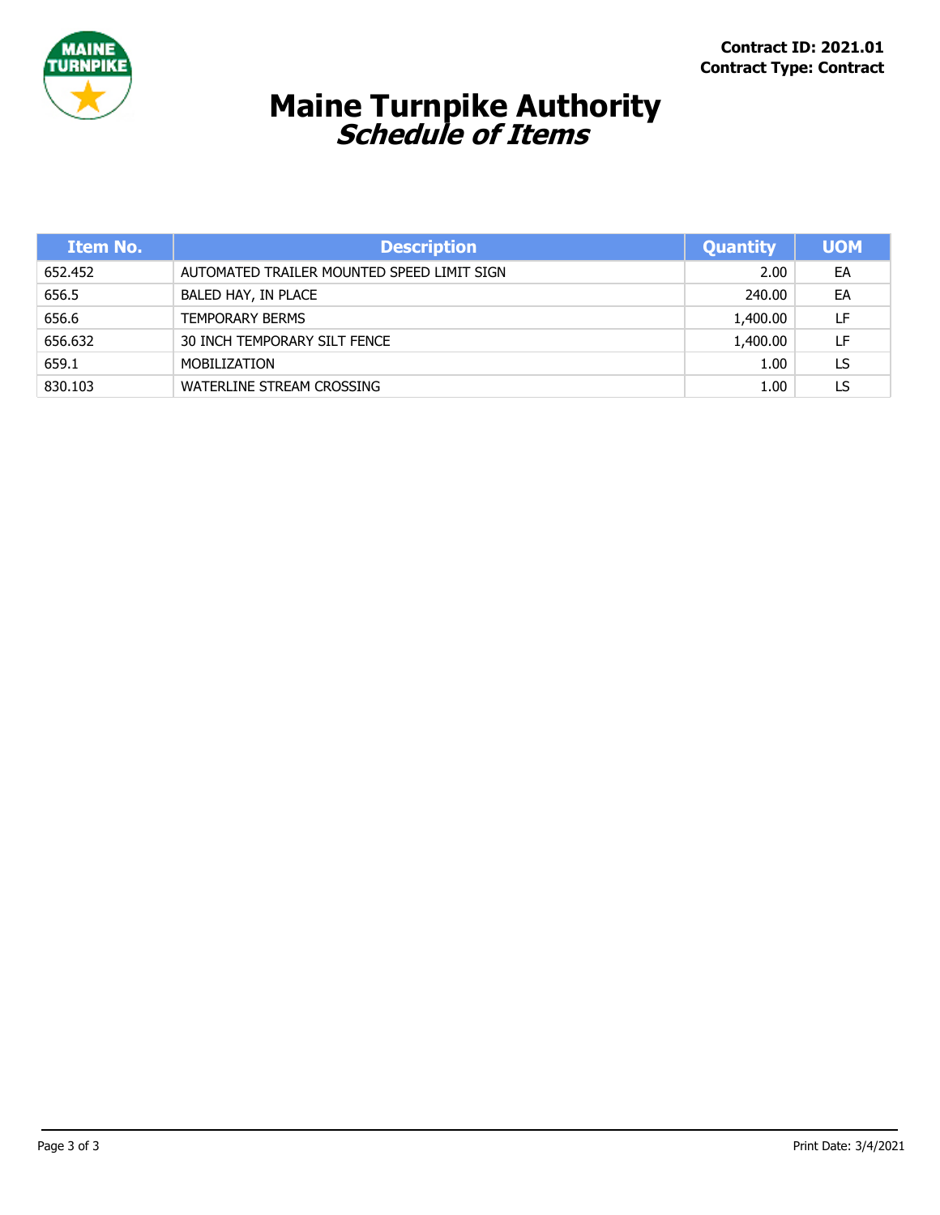Contract ID: 2021.01
Contract Type: Contract

# Maine Turnpike Authority
## *Schedule of Items*

| Item No. | Description | Quantity | UOM |
|---|---|---|---|
| 652.452 | AUTOMATED TRAILER MOUNTED SPEED LIMIT SIGN | 2.00 | EA |
| 656.5 | BALED HAY, IN PLACE | 240.00 | EA |
| 656.6 | TEMPORARY BERMS | 1,400.00 | LF |
| 656.632 | 30 INCH TEMPORARY SILT FENCE | 1,400.00 | LF |
| 659.1 | MOBILIZATION | 1.00 | LS |
| 830.103 | WATERLINE STREAM CROSSING | 1.00 | LS |

Print Date: 3/4/2021